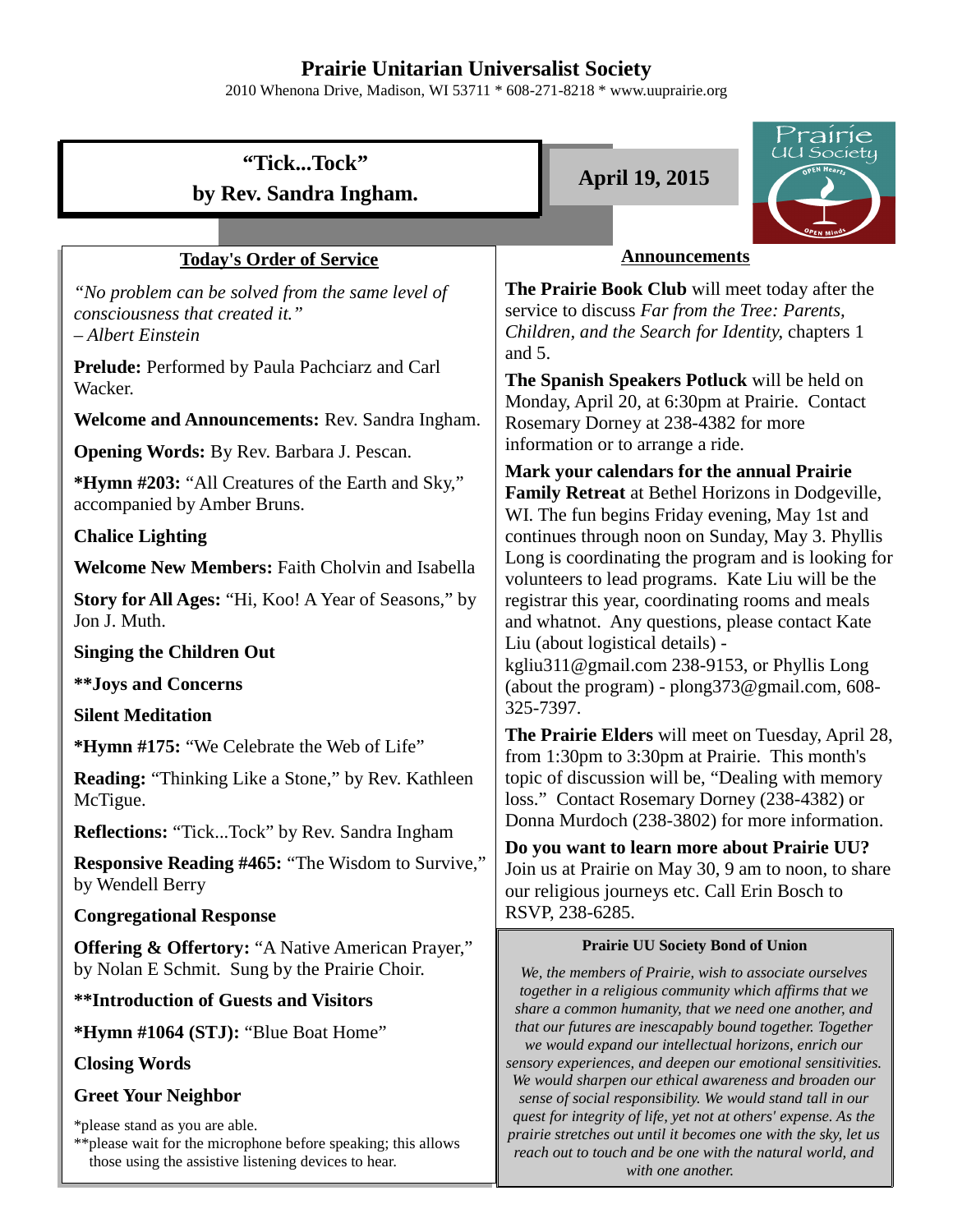# Prairie Unitarian Universalist Society

2010 Whenona Drive, Madison, WI 53711 * 608-271-8218 * www.uuprairie.org

## "Tick...Tock" by Rev. Sandra Ingham.

**April 19, 2015**

Prairie UU Society — OPEN Hearts — OPEN Minds

### Today's Order of Service

*"No problem can be solved from the same level of consciousness that created it."*
*– Albert Einstein*

**Prelude:** Performed by Paula Pachciarz and Carl Wacker.

**Welcome and Announcements:** Rev. Sandra Ingham.

**Opening Words:** By Rev. Barbara J. Pescan.

***Hymn #203:** "All Creatures of the Earth and Sky," accompanied by Amber Bruns.

**Chalice Lighting**

**Welcome New Members:** Faith Cholvin and Isabella

**Story for All Ages:** "Hi, Koo! A Year of Seasons," by Jon J. Muth.

**Singing the Children Out**

****Joys and Concerns**

**Silent Meditation**

***Hymn #175:** "We Celebrate the Web of Life"

**Reading:** "Thinking Like a Stone," by Rev. Kathleen McTigue.

**Reflections:** "Tick...Tock" by Rev. Sandra Ingham

**Responsive Reading #465:** "The Wisdom to Survive," by Wendell Berry

**Congregational Response**

**Offering & Offertory:** "A Native American Prayer," by Nolan E Schmit. Sung by the Prairie Choir.

****Introduction of Guests and Visitors**

***Hymn #1064 (STJ):** "Blue Boat Home"

**Closing Words**

**Greet Your Neighbor**

*please stand as you are able.
**please wait for the microphone before speaking; this allows those using the assistive listening devices to hear.

### Announcements

**The Prairie Book Club** will meet today after the service to discuss *Far from the Tree: Parents, Children, and the Search for Identity*, chapters 1 and 5.

**The Spanish Speakers Potluck** will be held on Monday, April 20, at 6:30pm at Prairie. Contact Rosemary Dorney at 238-4382 for more information or to arrange a ride.

**Mark your calendars for the annual Prairie Family Retreat** at Bethel Horizons in Dodgeville, WI. The fun begins Friday evening, May 1st and continues through noon on Sunday, May 3. Phyllis Long is coordinating the program and is looking for volunteers to lead programs. Kate Liu will be the registrar this year, coordinating rooms and meals and whatnot. Any questions, please contact Kate Liu (about logistical details) - kgliu311@gmail.com 238-9153, or Phyllis Long (about the program) - plong373@gmail.com, 608-325-7397.

**The Prairie Elders** will meet on Tuesday, April 28, from 1:30pm to 3:30pm at Prairie. This month's topic of discussion will be, "Dealing with memory loss." Contact Rosemary Dorney (238-4382) or Donna Murdoch (238-3802) for more information.

**Do you want to learn more about Prairie UU?** Join us at Prairie on May 30, 9 am to noon, to share our religious journeys etc. Call Erin Bosch to RSVP, 238-6285.

**Prairie UU Society Bond of Union**

*We, the members of Prairie, wish to associate ourselves together in a religious community which affirms that we share a common humanity, that we need one another, and that our futures are inescapably bound together. Together we would expand our intellectual horizons, enrich our sensory experiences, and deepen our emotional sensitivities. We would sharpen our ethical awareness and broaden our sense of social responsibility. We would stand tall in our quest for integrity of life, yet not at others' expense. As the prairie stretches out until it becomes one with the sky, let us reach out to touch and be one with the natural world, and with one another.*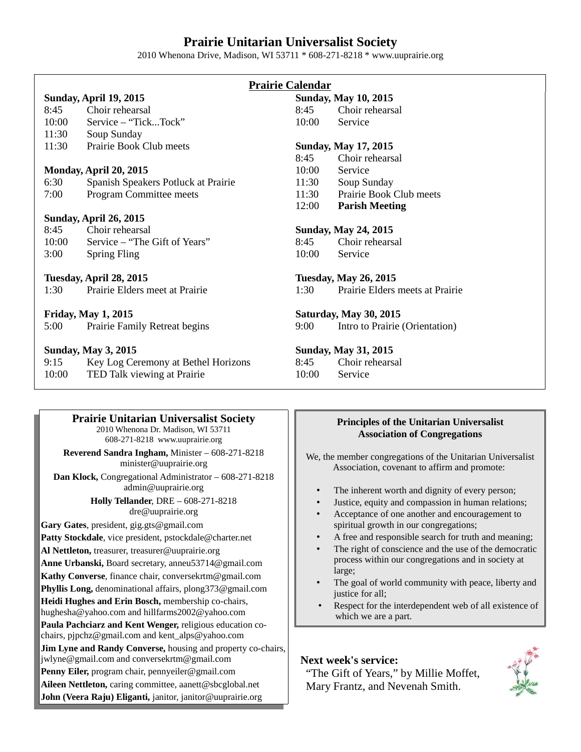# Prairie Unitarian Universalist Society

2010 Whenona Drive, Madison, WI 53711 * 608-271-8218 * www.uuprairie.org

## Prairie Calendar

**Sunday, April 19, 2015**
8:45 Choir rehearsal
10:00 Service – "Tick...Tock"
11:30 Soup Sunday
11:30 Prairie Book Club meets

**Monday, April 20, 2015**
6:30 Spanish Speakers Potluck at Prairie
7:00 Program Committee meets

**Sunday, April 26, 2015**
8:45 Choir rehearsal
10:00 Service – "The Gift of Years"
3:00 Spring Fling

**Tuesday, April 28, 2015**
1:30 Prairie Elders meet at Prairie

**Friday, May 1, 2015**
5:00 Prairie Family Retreat begins

**Sunday, May 3, 2015**
9:15 Key Log Ceremony at Bethel Horizons
10:00 TED Talk viewing at Prairie

**Sunday, May 10, 2015**
8:45 Choir rehearsal
10:00 Service

**Sunday, May 17, 2015**
8:45 Choir rehearsal
10:00 Service
11:30 Soup Sunday
11:30 Prairie Book Club meets
12:00 **Parish Meeting**

**Sunday, May 24, 2015**
8:45 Choir rehearsal
10:00 Service

**Tuesday, May 26, 2015**
1:30 Prairie Elders meets at Prairie

**Saturday, May 30, 2015**
9:00 Intro to Prairie (Orientation)

**Sunday, May 31, 2015**
8:45 Choir rehearsal
10:00 Service

### Prairie Unitarian Universalist Society

2010 Whenona Dr. Madison, WI 53711
608-271-8218 www.uuprairie.org

**Reverend Sandra Ingham,** Minister – 608-271-8218
minister@uuprairie.org

**Dan Klock,** Congregational Administrator – 608-271-8218
admin@uuprairie.org

**Holly Tellander**, DRE – 608-271-8218
dre@uuprairie.org

**Gary Gates**, president, gig.gts@gmail.com
**Patty Stockdale**, vice president, pstockdale@charter.net
**Al Nettleton,** treasurer, treasurer@uuprairie.org
**Anne Urbanski,** Board secretary, anneu53714@gmail.com
**Kathy Converse**, finance chair, conversekrtm@gmail.com
**Phyllis Long,** denominational affairs, plong373@gmail.com
**Heidi Hughes and Erin Bosch,** membership co-chairs, hughesha@yahoo.com and hillfarms2002@yahoo.com
**Paula Pachciarz and Kent Wenger,** religious education co-chairs, pjpchz@gmail.com and kent_alps@yahoo.com
**Jim Lyne and Randy Converse,** housing and property co-chairs, jwlyne@gmail.com and conversekrtm@gmail.com
**Penny Eiler,** program chair, pennyeiler@gmail.com
**Aileen Nettleton,** caring committee, aanett@sbcglobal.net
**John (Veera Raju) Eliganti,** janitor, janitor@uuprairie.org

### Principles of the Unitarian Universalist Association of Congregations

We, the member congregations of the Unitarian Universalist Association, covenant to affirm and promote:

- The inherent worth and dignity of every person;
- Justice, equity and compassion in human relations;
- Acceptance of one another and encouragement to spiritual growth in our congregations;
- A free and responsible search for truth and meaning;
- The right of conscience and the use of the democratic process within our congregations and in society at large;
- The goal of world community with peace, liberty and justice for all;
- Respect for the interdependent web of all existence of which we are a part.

**Next week's service:**
"The Gift of Years," by Millie Moffet, Mary Frantz, and Nevenah Smith.